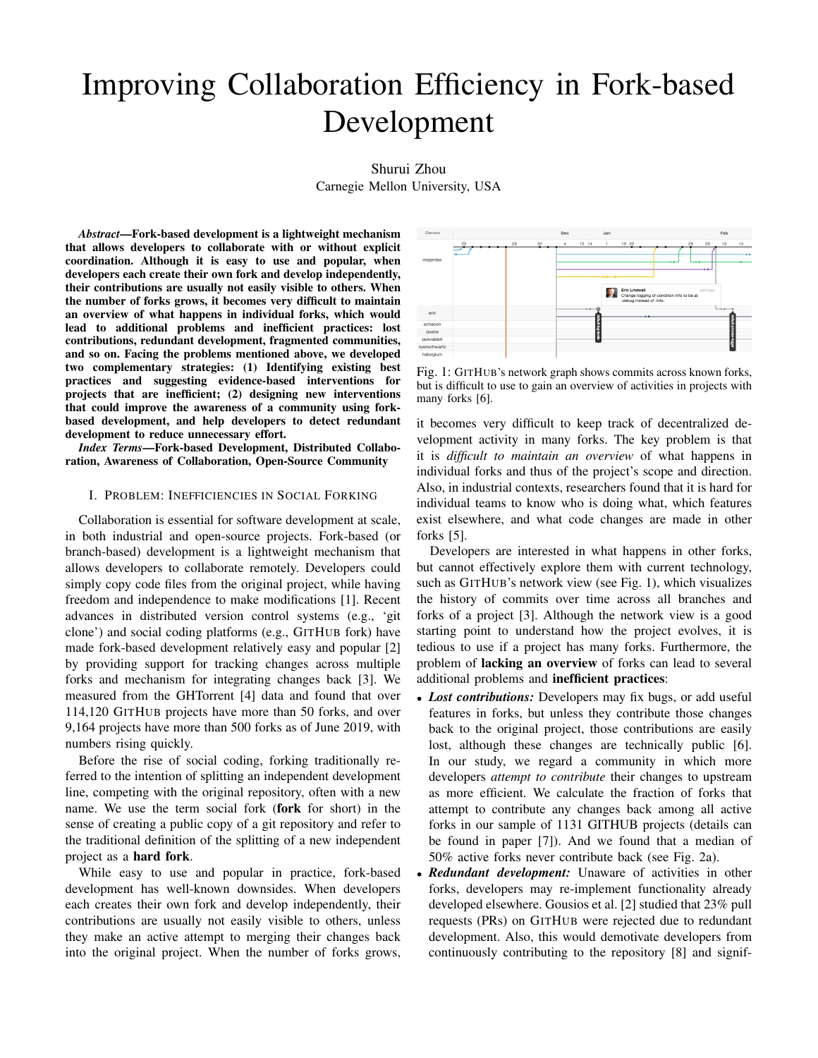# Improving Collaboration Efficiency in Fork-based Development

Shurui Zhou
Carnegie Mellon University, USA

***Abstract*—Fork-based development is a lightweight mechanism that allows developers to collaborate with or without explicit coordination. Although it is easy to use and popular, when developers each create their own fork and develop independently, their contributions are usually not easily visible to others. When the number of forks grows, it becomes very difficult to maintain an overview of what happens in individual forks, which would lead to additional problems and inefficient practices: lost contributions, redundant development, fragmented communities, and so on. Facing the problems mentioned above, we developed two complementary strategies: (1) Identifying existing best practices and suggesting evidence-based interventions for projects that are inefficient; (2) designing new interventions that could improve the awareness of a community using fork-based development, and help developers to detect redundant development to reduce unnecessary effort.**

***Index Terms*—Fork-based Development, Distributed Collaboration, Awareness of Collaboration, Open-Source Community**

## I. Problem: Inefficiencies in Social Forking

Collaboration is essential for software development at scale, in both industrial and open-source projects. Fork-based (or branch-based) development is a lightweight mechanism that allows developers to collaborate remotely. Developers could simply copy code files from the original project, while having freedom and independence to make modifications [1]. Recent advances in distributed version control systems (e.g., 'git clone') and social coding platforms (e.g., GitHub fork) have made fork-based development relatively easy and popular [2] by providing support for tracking changes across multiple forks and mechanism for integrating changes back [3]. We measured from the GHTorrent [4] data and found that over 114,120 GitHub projects have more than 50 forks, and over 9,164 projects have more than 500 forks as of June 2019, with numbers rising quickly.

Before the rise of social coding, forking traditionally referred to the intention of splitting an independent development line, competing with the original repository, often with a new name. We use the term social fork (**fork** for short) in the sense of creating a public copy of a git repository and refer to the traditional definition of the splitting of a new independent project as a **hard fork**.

While easy to use and popular in practice, fork-based development has well-known downsides. When developers each creates their own fork and develop independently, their contributions are usually not easily visible to others, unless they make an active attempt to merging their changes back into the original project. When the number of forks grows, it becomes very difficult to keep track of decentralized development activity in many forks. The key problem is that it is *difficult to maintain an overview* of what happens in individual forks and thus of the project's scope and direction. Also, in industrial contexts, researchers found that it is hard for individual teams to know who is doing what, which features exist elsewhere, and what code changes are made in other forks [5].

Fig. 1: GitHub's network graph shows commits across known forks, but is difficult to use to gain an overview of activities in projects with many forks [6].

Developers are interested in what happens in other forks, but cannot effectively explore them with current technology, such as GitHub's network view (see Fig. 1), which visualizes the history of commits over time across all branches and forks of a project [3]. Although the network view is a good starting point to understand how the project evolves, it is tedious to use if a project has many forks. Furthermore, the problem of **lacking an overview** of forks can lead to several additional problems and **inefficient practices**:

- ***Lost contributions:*** Developers may fix bugs, or add useful features in forks, but unless they contribute those changes back to the original project, those contributions are easily lost, although these changes are technically public [6]. In our study, we regard a community in which more developers *attempt to contribute* their changes to upstream as more efficient. We calculate the fraction of forks that attempt to contribute any changes back among all active forks in our sample of 1131 GITHUB projects (details can be found in paper [7]). And we found that a median of 50% active forks never contribute back (see Fig. 2a).
- ***Redundant development:*** Unaware of activities in other forks, developers may re-implement functionality already developed elsewhere. Gousios et al. [2] studied that 23% pull requests (PRs) on GitHub were rejected due to redundant development. Also, this would demotivate developers from continuously contributing to the repository [8] and signif-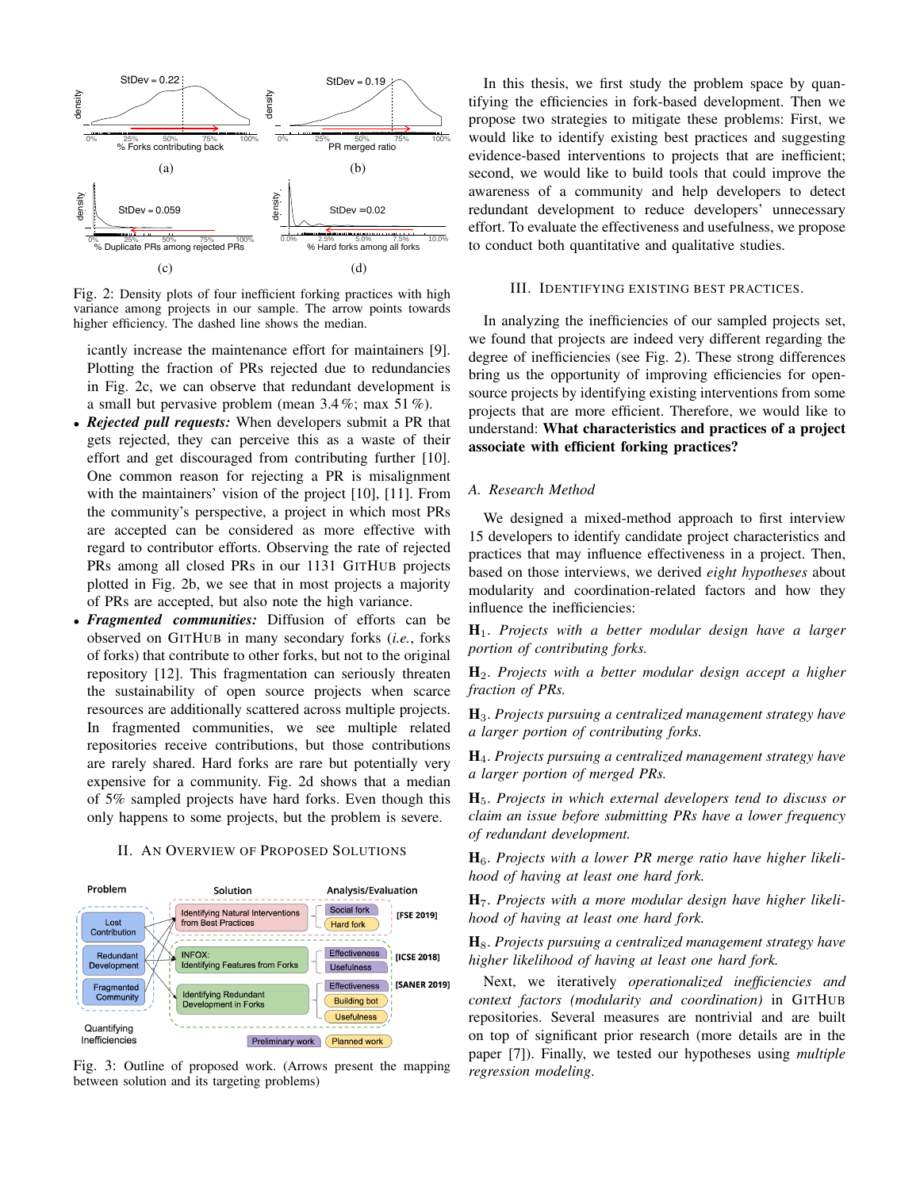Fig. 2: Density plots of four inefficient forking practices with high variance among projects in our sample. The arrow points towards higher efficiency. The dashed line shows the median.

icantly increase the maintenance effort for maintainers [9]. Plotting the fraction of PRs rejected due to redundancies in Fig. 2c, we can observe that redundant development is a small but pervasive problem (mean 3.4 %; max 51 %).

- ***Rejected pull requests:*** When developers submit a PR that gets rejected, they can perceive this as a waste of their effort and get discouraged from contributing further [10]. One common reason for rejecting a PR is misalignment with the maintainers' vision of the project [10], [11]. From the community's perspective, a project in which most PRs are accepted can be considered as more effective with regard to contributor efforts. Observing the rate of rejected PRs among all closed PRs in our 1131 GitHub projects plotted in Fig. 2b, we see that in most projects a majority of PRs are accepted, but also note the high variance.
- ***Fragmented communities:*** Diffusion of efforts can be observed on GitHub in many secondary forks (*i.e.*, forks of forks) that contribute to other forks, but not to the original repository [12]. This fragmentation can seriously threaten the sustainability of open source projects when scarce resources are additionally scattered across multiple projects. In fragmented communities, we see multiple related repositories receive contributions, but those contributions are rarely shared. Hard forks are rare but potentially very expensive for a community. Fig. 2d shows that a median of 5% sampled projects have hard forks. Even though this only happens to some projects, but the problem is severe.

## II. An Overview of Proposed Solutions

Fig. 3: Outline of proposed work. (Arrows present the mapping between solution and its targeting problems)

In this thesis, we first study the problem space by quantifying the efficiencies in fork-based development. Then we propose two strategies to mitigate these problems: First, we would like to identify existing best practices and suggesting evidence-based interventions to projects that are inefficient; second, we would like to build tools that could improve the awareness of a community and help developers to detect redundant development to reduce developers' unnecessary effort. To evaluate the effectiveness and usefulness, we propose to conduct both quantitative and qualitative studies.

## III. Identifying Existing Best Practices.

In analyzing the inefficiencies of our sampled projects set, we found that projects are indeed very different regarding the degree of inefficiencies (see Fig. 2). These strong differences bring us the opportunity of improving efficiencies for open-source projects by identifying existing interventions from some projects that are more efficient. Therefore, we would like to understand: **What characteristics and practices of a project associate with efficient forking practices?**

### A. Research Method

We designed a mixed-method approach to first interview 15 developers to identify candidate project characteristics and practices that may influence effectiveness in a project. Then, based on those interviews, we derived *eight hypotheses* about modularity and coordination-related factors and how they influence the inefficiencies:

$\mathbf{H}_1$. *Projects with a better modular design have a larger portion of contributing forks.*

$\mathbf{H}_2$. *Projects with a better modular design accept a higher fraction of PRs.*

$\mathbf{H}_3$. *Projects pursuing a centralized management strategy have a larger portion of contributing forks.*

$\mathbf{H}_4$. *Projects pursuing a centralized management strategy have a larger portion of merged PRs.*

$\mathbf{H}_5$. *Projects in which external developers tend to discuss or claim an issue before submitting PRs have a lower frequency of redundant development.*

$\mathbf{H}_6$. *Projects with a lower PR merge ratio have higher likelihood of having at least one hard fork.*

$\mathbf{H}_7$. *Projects with a more modular design have higher likelihood of having at least one hard fork.*

$\mathbf{H}_8$. *Projects pursuing a centralized management strategy have higher likelihood of having at least one hard fork.*

Next, we iteratively *operationalized inefficiencies and context factors (modularity and coordination)* in GitHub repositories. Several measures are nontrivial and are built on top of significant prior research (more details are in the paper [7]). Finally, we tested our hypotheses using *multiple regression modeling*.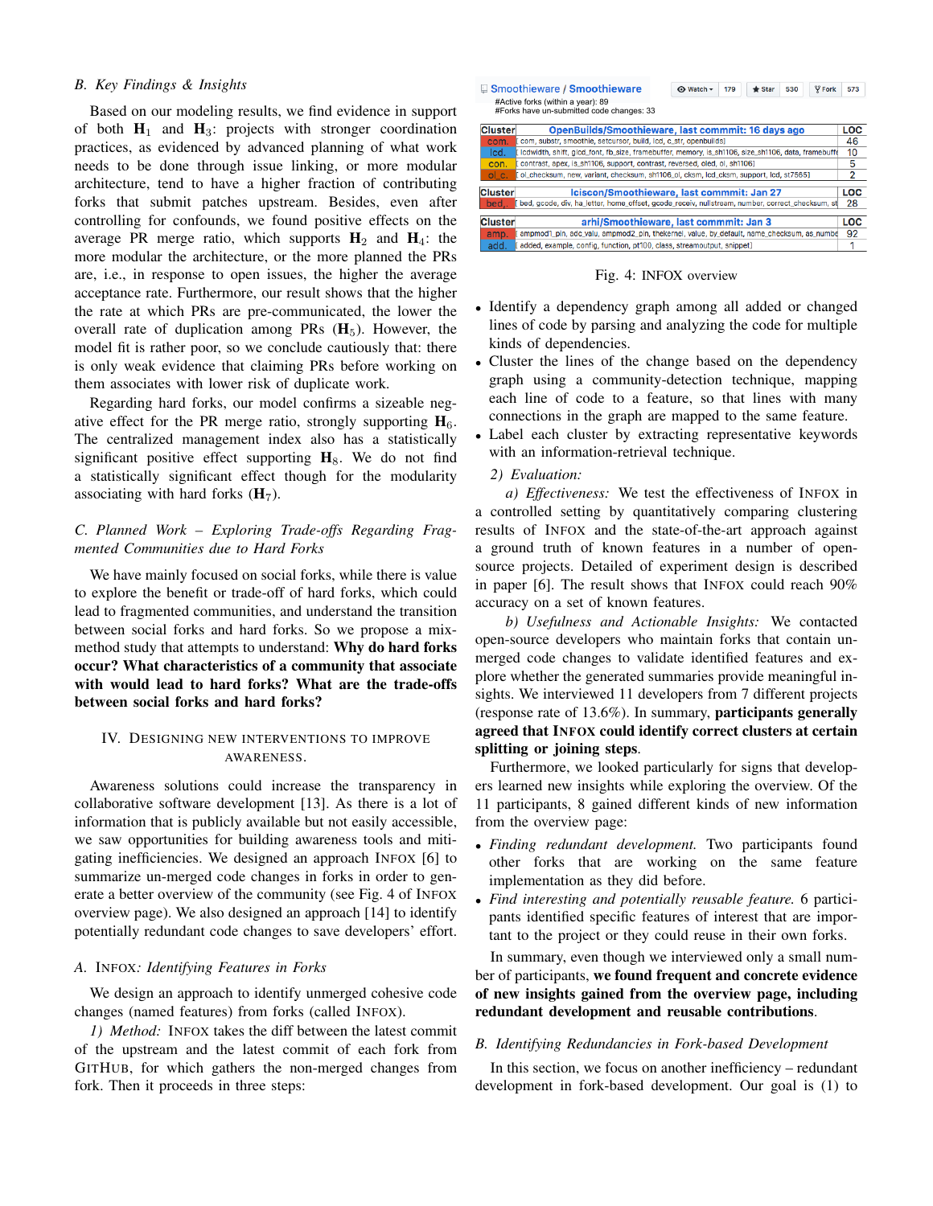## B. Key Findings & Insights

Based on our modeling results, we find evidence in support of both $\mathbf{H}_1$ and $\mathbf{H}_3$: projects with stronger coordination practices, as evidenced by advanced planning of what work needs to be done through issue linking, or more modular architecture, tend to have a higher fraction of contributing forks that submit patches upstream. Besides, even after controlling for confounds, we found positive effects on the average PR merge ratio, which supports $\mathbf{H}_2$ and $\mathbf{H}_4$: the more modular the architecture, or the more planned the PRs are, i.e., in response to open issues, the higher the average acceptance rate. Furthermore, our result shows that the higher the rate at which PRs are pre-communicated, the lower the overall rate of duplication among PRs ($\mathbf{H}_5$). However, the model fit is rather poor, so we conclude cautiously that: there is only weak evidence that claiming PRs before working on them associates with lower risk of duplicate work.

Regarding hard forks, our model confirms a sizeable negative effect for the PR merge ratio, strongly supporting $\mathbf{H}_6$. The centralized management index also has a statistically significant positive effect supporting $\mathbf{H}_8$. We do not find a statistically significant effect though for the modularity associating with hard forks ($\mathbf{H}_7$).

## C. Planned Work – Exploring Trade-offs Regarding Fragmented Communities due to Hard Forks

We have mainly focused on social forks, while there is value to explore the benefit or trade-off of hard forks, which could lead to fragmented communities, and understand the transition between social forks and hard forks. So we propose a mix-method study that attempts to understand: **Why do hard forks occur? What characteristics of a community that associate with would lead to hard forks? What are the trade-offs between social forks and hard forks?**

# IV. Designing New Interventions to Improve Awareness.

Awareness solutions could increase the transparency in collaborative software development [13]. As there is a lot of information that is publicly available but not easily accessible, we saw opportunities for building awareness tools and mitigating inefficiencies. We designed an approach INFOX [6] to summarize un-merged code changes in forks in order to generate a better overview of the community (see Fig. 4 of INFOX overview page). We also designed an approach [14] to identify potentially redundant code changes to save developers' effort.

## A. INFOX: Identifying Features in Forks

We design an approach to identify unmerged cohesive code changes (named features) from forks (called INFOX).

*1) Method:* INFOX takes the diff between the latest commit of the upstream and the latest commit of each fork from GITHUB, for which gathers the non-merged changes from fork. Then it proceeds in three steps:

Smoothieware / Smoothieware — Watch 179 · Star 530 · Fork 573
#Active forks (within a year): 89
#Forks have un-submitted code changes: 33

| Cluster | OpenBuilds/Smoothieware, last commmit: 16 days ago | LOC |
|---|---|---|
| com. | [ com, substr, smoothie, setcursor, build, lcd, c_str, openbuilds] | 46 |
| lcd. | [ lcdwidth, shift, glcd_font, fb_size, framebuffer, memory, is_sh1106, size_sh1106, data, framebuffe | 10 |
| con. | [ contrast, apex, is_sh1106, support, contrast, reversed, oled, ol, sh1106] | 5 |
| ol_c. | [ ol_checksum, new, variant, checksum, sh1106_ol, cksm, lcd_cksm, support, lcd, st7565] | 2 |

| Cluster | Iciscon/Smoothieware, last commmit: Jan 27 | LOC |
|---|---|---|
| bed. | [ bed, gcode, div, ha_letter, home_offset, gcode_receiv, nullstream, number, correct_checksum, st | 28 |

| Cluster | arhi/Smoothieware, last commmit: Jan 3 | LOC |
|---|---|---|
| amp. | [ ampmod1_pin, adc_valu, ampmod2_pin, thekernel, value, by_default, name_checksum, as_numbe | 92 |
| add. | [ added, example, config, function, pt100, class, streamoutput, snippet] | 1 |

Fig. 4: INFOX overview

- Identify a dependency graph among all added or changed lines of code by parsing and analyzing the code for multiple kinds of dependencies.
- Cluster the lines of the change based on the dependency graph using a community-detection technique, mapping each line of code to a feature, so that lines with many connections in the graph are mapped to the same feature.
- Label each cluster by extracting representative keywords with an information-retrieval technique.

*2) Evaluation:*

*a) Effectiveness:* We test the effectiveness of INFOX in a controlled setting by quantitatively comparing clustering results of INFOX and the state-of-the-art approach against a ground truth of known features in a number of open-source projects. Detailed of experiment design is described in paper [6]. The result shows that INFOX could reach 90% accuracy on a set of known features.

*b) Usefulness and Actionable Insights:* We contacted open-source developers who maintain forks that contain unmerged code changes to validate identified features and explore whether the generated summaries provide meaningful insights. We interviewed 11 developers from 7 different projects (response rate of 13.6%). In summary, **participants generally agreed that INFOX could identify correct clusters at certain splitting or joining steps**.

Furthermore, we looked particularly for signs that developers learned new insights while exploring the overview. Of the 11 participants, 8 gained different kinds of new information from the overview page:

- *Finding redundant development.* Two participants found other forks that are working on the same feature implementation as they did before.
- *Find interesting and potentially reusable feature.* 6 participants identified specific features of interest that are important to the project or they could reuse in their own forks.

In summary, even though we interviewed only a small number of participants, **we found frequent and concrete evidence of new insights gained from the overview page, including redundant development and reusable contributions**.

## B. Identifying Redundancies in Fork-based Development

In this section, we focus on another inefficiency – redundant development in fork-based development. Our goal is (1) to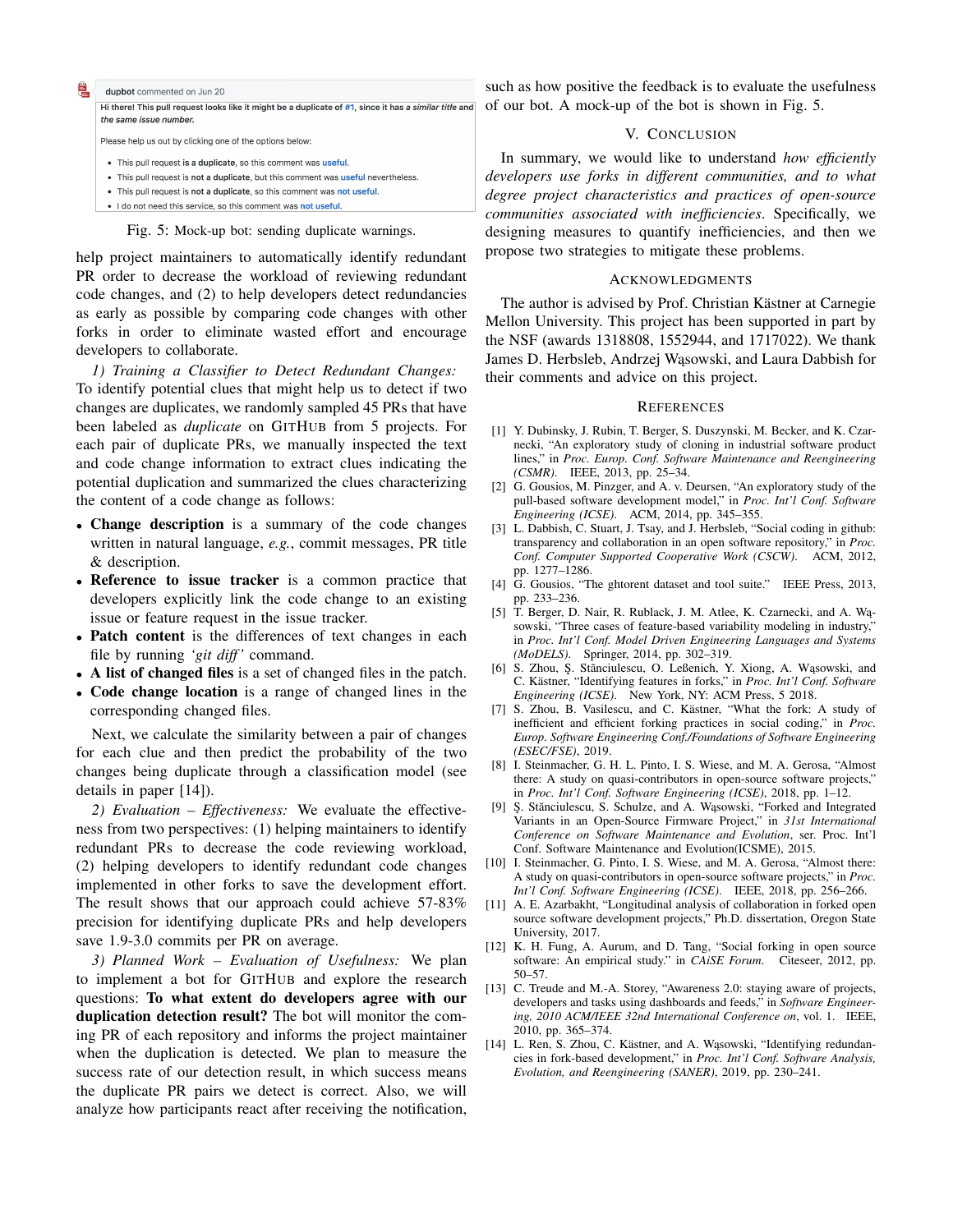dupbot commented on Jun 20

Hi there! This pull request looks like it might be a duplicate of #1, since it has *a similar title* and *the same issue number.*

Please help us out by clicking one of the options below:

- This pull request **is a duplicate**, so this comment was useful.
- This pull request is **not a duplicate**, but this comment was useful nevertheless.
- This pull request is **not a duplicate**, so this comment was not useful.
- I do not need this service, so this comment was not useful.

Fig. 5: Mock-up bot: sending duplicate warnings.

help project maintainers to automatically identify redundant PR order to decrease the workload of reviewing redundant code changes, and (2) to help developers detect redundancies as early as possible by comparing code changes with other forks in order to eliminate wasted effort and encourage developers to collaborate.

*1) Training a Classifier to Detect Redundant Changes:* To identify potential clues that might help us to detect if two changes are duplicates, we randomly sampled 45 PRs that have been labeled as *duplicate* on GitHub from 5 projects. For each pair of duplicate PRs, we manually inspected the text and code change information to extract clues indicating the potential duplication and summarized the clues characterizing the content of a code change as follows:

- **Change description** is a summary of the code changes written in natural language, *e.g.*, commit messages, PR title & description.
- **Reference to issue tracker** is a common practice that developers explicitly link the code change to an existing issue or feature request in the issue tracker.
- **Patch content** is the differences of text changes in each file by running *'git diff'* command.
- **A list of changed files** is a set of changed files in the patch.
- **Code change location** is a range of changed lines in the corresponding changed files.

Next, we calculate the similarity between a pair of changes for each clue and then predict the probability of the two changes being duplicate through a classification model (see details in paper [14]).

*2) Evaluation – Effectiveness:* We evaluate the effectiveness from two perspectives: (1) helping maintainers to identify redundant PRs to decrease the code reviewing workload, (2) helping developers to identify redundant code changes implemented in other forks to save the development effort. The result shows that our approach could achieve 57-83% precision for identifying duplicate PRs and help developers save 1.9-3.0 commits per PR on average.

*3) Planned Work – Evaluation of Usefulness:* We plan to implement a bot for GitHub and explore the research questions: **To what extent do developers agree with our duplication detection result?** The bot will monitor the coming PR of each repository and informs the project maintainer when the duplication is detected. We plan to measure the success rate of our detection result, in which success means the duplicate PR pairs we detect is correct. Also, we will analyze how participants react after receiving the notification, such as how positive the feedback is to evaluate the usefulness of our bot. A mock-up of the bot is shown in Fig. 5.

## V. Conclusion

In summary, we would like to understand *how efficiently developers use forks in different communities, and to what degree project characteristics and practices of open-source communities associated with inefficiencies*. Specifically, we designing measures to quantify inefficiencies, and then we propose two strategies to mitigate these problems.

## Acknowledgments

The author is advised by Prof. Christian Kästner at Carnegie Mellon University. This project has been supported in part by the NSF (awards 1318808, 1552944, and 1717022). We thank James D. Herbsleb, Andrzej Wąsowski, and Laura Dabbish for their comments and advice on this project.

## References

[1] Y. Dubinsky, J. Rubin, T. Berger, S. Duszynski, M. Becker, and K. Czarnecki, "An exploratory study of cloning in industrial software product lines," in *Proc. Europ. Conf. Software Maintenance and Reengineering (CSMR)*. IEEE, 2013, pp. 25–34.

[2] G. Gousios, M. Pinzger, and A. v. Deursen, "An exploratory study of the pull-based software development model," in *Proc. Int'l Conf. Software Engineering (ICSE)*. ACM, 2014, pp. 345–355.

[3] L. Dabbish, C. Stuart, J. Tsay, and J. Herbsleb, "Social coding in github: transparency and collaboration in an open software repository," in *Proc. Conf. Computer Supported Cooperative Work (CSCW)*. ACM, 2012, pp. 1277–1286.

[4] G. Gousios, "The ghtorent dataset and tool suite." IEEE Press, 2013, pp. 233–236.

[5] T. Berger, D. Nair, R. Rublack, J. M. Atlee, K. Czarnecki, and A. Wąsowski, "Three cases of feature-based variability modeling in industry," in *Proc. Int'l Conf. Model Driven Engineering Languages and Systems (MoDELS)*. Springer, 2014, pp. 302–319.

[6] S. Zhou, Ş. Stănciulescu, O. Leßenich, Y. Xiong, A. Wąsowski, and C. Kästner, "Identifying features in forks," in *Proc. Int'l Conf. Software Engineering (ICSE)*. New York, NY: ACM Press, 5 2018.

[7] S. Zhou, B. Vasilescu, and C. Kästner, "What the fork: A study of inefficient and efficient forking practices in social coding," in *Proc. Europ. Software Engineering Conf./Foundations of Software Engineering (ESEC/FSE)*, 2019.

[8] I. Steinmacher, G. H. L. Pinto, I. S. Wiese, and M. A. Gerosa, "Almost there: A study on quasi-contributors in open-source software projects," in *Proc. Int'l Conf. Software Engineering (ICSE)*, 2018, pp. 1–12.

[9] Ş. Stănciulescu, S. Schulze, and A. Wąsowski, "Forked and Integrated Variants in an Open-Source Firmware Project," in *31st International Conference on Software Maintenance and Evolution*, ser. Proc. Int'l Conf. Software Maintenance and Evolution(ICSME), 2015.

[10] I. Steinmacher, G. Pinto, I. S. Wiese, and M. A. Gerosa, "Almost there: A study on quasi-contributors in open-source software projects," in *Proc. Int'l Conf. Software Engineering (ICSE)*. IEEE, 2018, pp. 256–266.

[11] A. E. Azarbakht, "Longitudinal analysis of collaboration in forked open source software development projects," Ph.D. dissertation, Oregon State University, 2017.

[12] K. H. Fung, A. Aurum, and D. Tang, "Social forking in open source software: An empirical study." in *CAiSE Forum*. Citeseer, 2012, pp. 50–57.

[13] C. Treude and M.-A. Storey, "Awareness 2.0: staying aware of projects, developers and tasks using dashboards and feeds," in *Software Engineering, 2010 ACM/IEEE 32nd International Conference on*, vol. 1. IEEE, 2010, pp. 365–374.

[14] L. Ren, S. Zhou, C. Kästner, and A. Wąsowski, "Identifying redundancies in fork-based development," in *Proc. Int'l Conf. Software Analysis, Evolution, and Reengineering (SANER)*, 2019, pp. 230–241.